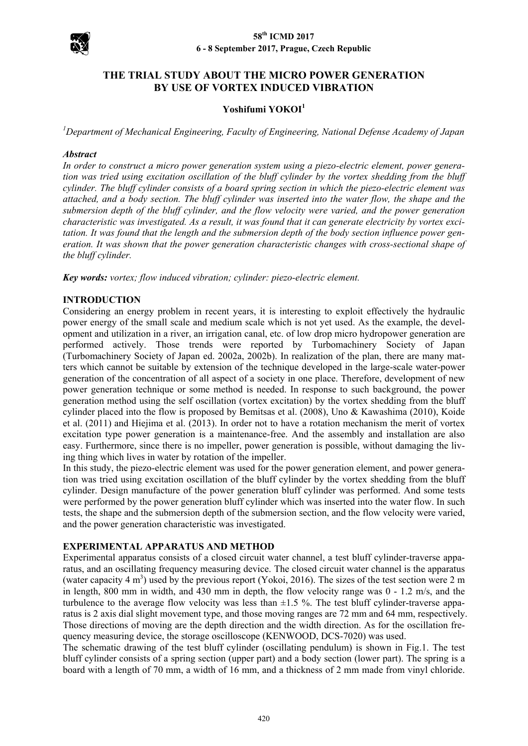# THE TRIAL STUDY ABOUT THE MICRO POWER GENERATION BY USE OF VORTEX INDUCED VIBRATION

**Yoshifumi YOKOI**[1]

[1] *Department of Mechanical Engineering, Faculty of Engineering, National Defense Academy of Japan*

***Abstract***

*In order to construct a micro power generation system using a piezo-electric element, power generation was tried using excitation oscillation of the bluff cylinder by the vortex shedding from the bluff cylinder. The bluff cylinder consists of a board spring section in which the piezo-electric element was attached, and a body section. The bluff cylinder was inserted into the water flow, the shape and the submersion depth of the bluff cylinder, and the flow velocity were varied, and the power generation characteristic was investigated. As a result, it was found that it can generate electricity by vortex excitation. It was found that the length and the submersion depth of the body section influence power generation. It was shown that the power generation characteristic changes with cross-sectional shape of the bluff cylinder.*

***Key words:*** *vortex; flow induced vibration; cylinder: piezo-electric element.*

## INTRODUCTION

Considering an energy problem in recent years, it is interesting to exploit effectively the hydraulic power energy of the small scale and medium scale which is not yet used. As the example, the development and utilization in a river, an irrigation canal, etc. of low drop micro hydropower generation are performed actively. Those trends were reported by Turbomachinery Society of Japan (Turbomachinery Society of Japan ed. 2002a, 2002b). In realization of the plan, there are many matters which cannot be suitable by extension of the technique developed in the large-scale water-power generation of the concentration of all aspect of a society in one place. Therefore, development of new power generation technique or some method is needed. In response to such background, the power generation method using the self oscillation (vortex excitation) by the vortex shedding from the bluff cylinder placed into the flow is proposed by Bemitsas et al. (2008), Uno & Kawashima (2010), Koide et al. (2011) and Hiejima et al. (2013). In order not to have a rotation mechanism the merit of vortex excitation type power generation is a maintenance-free. And the assembly and installation are also easy. Furthermore, since there is no impeller, power generation is possible, without damaging the living thing which lives in water by rotation of the impeller.

In this study, the piezo-electric element was used for the power generation element, and power generation was tried using excitation oscillation of the bluff cylinder by the vortex shedding from the bluff cylinder. Design manufacture of the power generation bluff cylinder was performed. And some tests were performed by the power generation bluff cylinder which was inserted into the water flow. In such tests, the shape and the submersion depth of the submersion section, and the flow velocity were varied, and the power generation characteristic was investigated.

## EXPERIMENTAL APPARATUS AND METHOD

Experimental apparatus consists of a closed circuit water channel, a test bluff cylinder-traverse apparatus, and an oscillating frequency measuring device. The closed circuit water channel is the apparatus (water capacity 4 $m^3$) used by the previous report (Yokoi, 2016). The sizes of the test section were 2 m in length, 800 mm in width, and 430 mm in depth, the flow velocity range was 0 - 1.2 m/s, and the turbulence to the average flow velocity was less than $\pm 1.5$ %. The test bluff cylinder-traverse apparatus is 2 axis dial slight movement type, and those moving ranges are 72 mm and 64 mm, respectively. Those directions of moving are the depth direction and the width direction. As for the oscillation frequency measuring device, the storage oscilloscope (KENWOOD, DCS-7020) was used.

The schematic drawing of the test bluff cylinder (oscillating pendulum) is shown in Fig.1. The test bluff cylinder consists of a spring section (upper part) and a body section (lower part). The spring is a board with a length of 70 mm, a width of 16 mm, and a thickness of 2 mm made from vinyl chloride.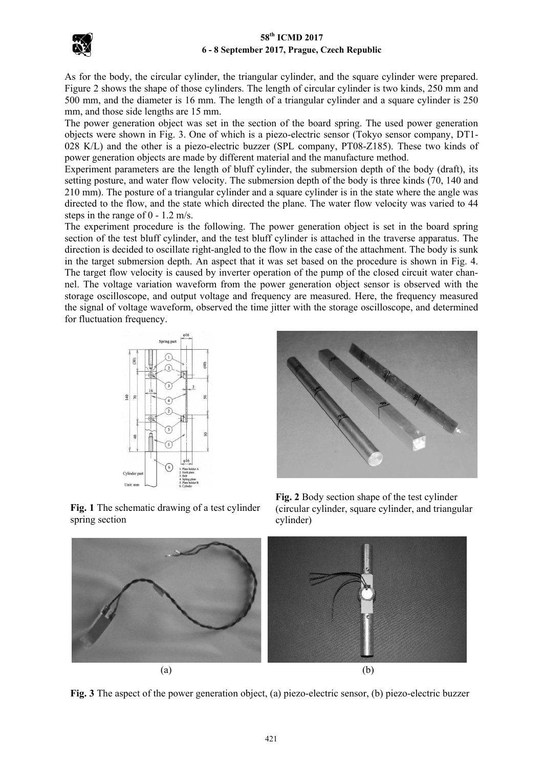As for the body, the circular cylinder, the triangular cylinder, and the square cylinder were prepared. Figure 2 shows the shape of those cylinders. The length of circular cylinder is two kinds, 250 mm and 500 mm, and the diameter is 16 mm. The length of a triangular cylinder and a square cylinder is 250 mm, and those side lengths are 15 mm.

The power generation object was set in the section of the board spring. The used power generation objects were shown in Fig. 3. One of which is a piezo-electric sensor (Tokyo sensor company, DT1-028 K/L) and the other is a piezo-electric buzzer (SPL company, PT08-Z185). These two kinds of power generation objects are made by different material and the manufacture method.

Experiment parameters are the length of bluff cylinder, the submersion depth of the body (draft), its setting posture, and water flow velocity. The submersion depth of the body is three kinds (70, 140 and 210 mm). The posture of a triangular cylinder and a square cylinder is in the state where the angle was directed to the flow, and the state which directed the plane. The water flow velocity was varied to 44 steps in the range of 0 - 1.2 m/s.

The experiment procedure is the following. The power generation object is set in the board spring section of the test bluff cylinder, and the test bluff cylinder is attached in the traverse apparatus. The direction is decided to oscillate right-angled to the flow in the case of the attachment. The body is sunk in the target submersion depth. An aspect that it was set based on the procedure is shown in Fig. 4. The target flow velocity is caused by inverter operation of the pump of the closed circuit water channel. The voltage variation waveform from the power generation object sensor is observed with the storage oscilloscope, and output voltage and frequency are measured. Here, the frequency measured the signal of voltage waveform, observed the time jitter with the storage oscilloscope, and determined for fluctuation frequency.

**Fig. 1** The schematic drawing of a test cylinder spring section

**Fig. 2** Body section shape of the test cylinder (circular cylinder, square cylinder, and triangular cylinder)

(a) (b)

**Fig. 3** The aspect of the power generation object, (a) piezo-electric sensor, (b) piezo-electric buzzer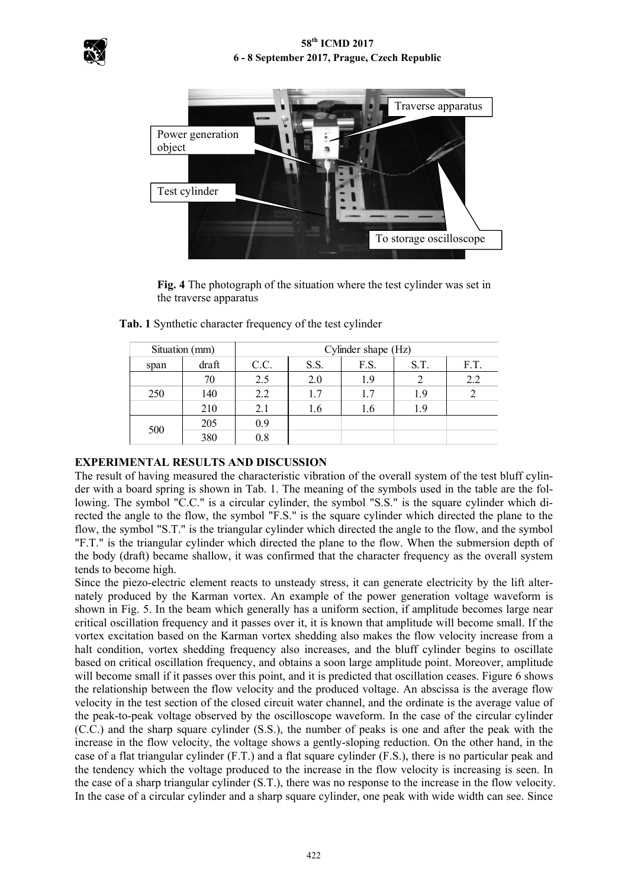Traverse apparatus

Power generation object

Test cylinder

To storage oscilloscope

**Fig. 4** The photograph of the situation where the test cylinder was set in the traverse apparatus

**Tab. 1** Synthetic character frequency of the test cylinder

| Situation (mm) | | Cylinder shape (Hz) | | | | |
|---|---|---|---|---|---|---|
| span | draft | C.C. | S.S. | F.S. | S.T. | F.T. |
| | 70 | 2.5 | 2.0 | 1.9 | 2 | 2.2 |
| 250 | 140 | 2.2 | 1.7 | 1.7 | 1.9 | 2 |
| | 210 | 2.1 | 1.6 | 1.6 | 1.9 | |
| 500 | 205 | 0.9 | | | | |
| | 380 | 0.8 | | | | |

## EXPERIMENTAL RESULTS AND DISCUSSION

The result of having measured the characteristic vibration of the overall system of the test bluff cylinder with a board spring is shown in Tab. 1. The meaning of the symbols used in the table are the following. The symbol "C.C." is a circular cylinder, the symbol "S.S." is the square cylinder which directed the angle to the flow, the symbol "F.S." is the square cylinder which directed the plane to the flow, the symbol "S.T." is the triangular cylinder which directed the angle to the flow, and the symbol "F.T." is the triangular cylinder which directed the plane to the flow. When the submersion depth of the body (draft) became shallow, it was confirmed that the character frequency as the overall system tends to become high.

Since the piezo-electric element reacts to unsteady stress, it can generate electricity by the lift alternately produced by the Karman vortex. An example of the power generation voltage waveform is shown in Fig. 5. In the beam which generally has a uniform section, if amplitude becomes large near critical oscillation frequency and it passes over it, it is known that amplitude will become small. If the vortex excitation based on the Karman vortex shedding also makes the flow velocity increase from a halt condition, vortex shedding frequency also increases, and the bluff cylinder begins to oscillate based on critical oscillation frequency, and obtains a soon large amplitude point. Moreover, amplitude will become small if it passes over this point, and it is predicted that oscillation ceases. Figure 6 shows the relationship between the flow velocity and the produced voltage. An abscissa is the average flow velocity in the test section of the closed circuit water channel, and the ordinate is the average value of the peak-to-peak voltage observed by the oscilloscope waveform. In the case of the circular cylinder (C.C.) and the sharp square cylinder (S.S.), the number of peaks is one and after the peak with the increase in the flow velocity, the voltage shows a gently-sloping reduction. On the other hand, in the case of a flat triangular cylinder (F.T.) and a flat square cylinder (F.S.), there is no particular peak and the tendency which the voltage produced to the increase in the flow velocity is increasing is seen. In the case of a sharp triangular cylinder (S.T.), there was no response to the increase in the flow velocity. In the case of a circular cylinder and a sharp square cylinder, one peak with wide width can see. Since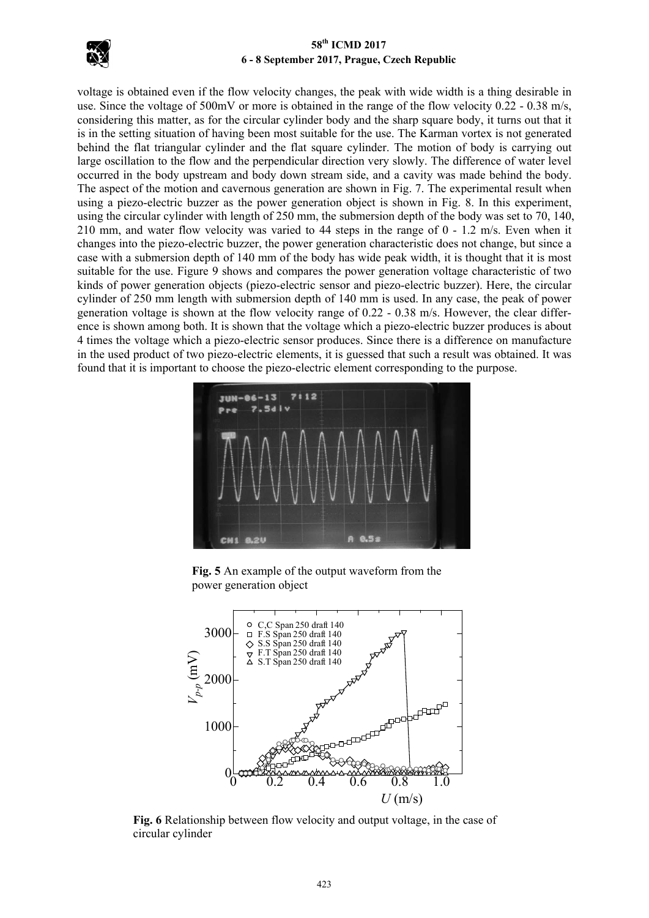voltage is obtained even if the flow velocity changes, the peak with wide width is a thing desirable in use. Since the voltage of 500mV or more is obtained in the range of the flow velocity 0.22 - 0.38 m/s, considering this matter, as for the circular cylinder body and the sharp square body, it turns out that it is in the setting situation of having been most suitable for the use. The Karman vortex is not generated behind the flat triangular cylinder and the flat square cylinder. The motion of body is carrying out large oscillation to the flow and the perpendicular direction very slowly. The difference of water level occurred in the body upstream and body down stream side, and a cavity was made behind the body. The aspect of the motion and cavernous generation are shown in Fig. 7. The experimental result when using a piezo-electric buzzer as the power generation object is shown in Fig. 8. In this experiment, using the circular cylinder with length of 250 mm, the submersion depth of the body was set to 70, 140, 210 mm, and water flow velocity was varied to 44 steps in the range of 0 - 1.2 m/s. Even when it changes into the piezo-electric buzzer, the power generation characteristic does not change, but since a case with a submersion depth of 140 mm of the body has wide peak width, it is thought that it is most suitable for the use. Figure 9 shows and compares the power generation voltage characteristic of two kinds of power generation objects (piezo-electric sensor and piezo-electric buzzer). Here, the circular cylinder of 250 mm length with submersion depth of 140 mm is used. In any case, the peak of power generation voltage is shown at the flow velocity range of 0.22 - 0.38 m/s. However, the clear difference is shown among both. It is shown that the voltage which a piezo-electric buzzer produces is about 4 times the voltage which a piezo-electric sensor produces. Since there is a difference on manufacture in the used product of two piezo-electric elements, it is guessed that such a result was obtained. It was found that it is important to choose the piezo-electric element corresponding to the purpose.

**Fig. 5** An example of the output waveform from the power generation object

**Fig. 6** Relationship between flow velocity and output voltage, in the case of circular cylinder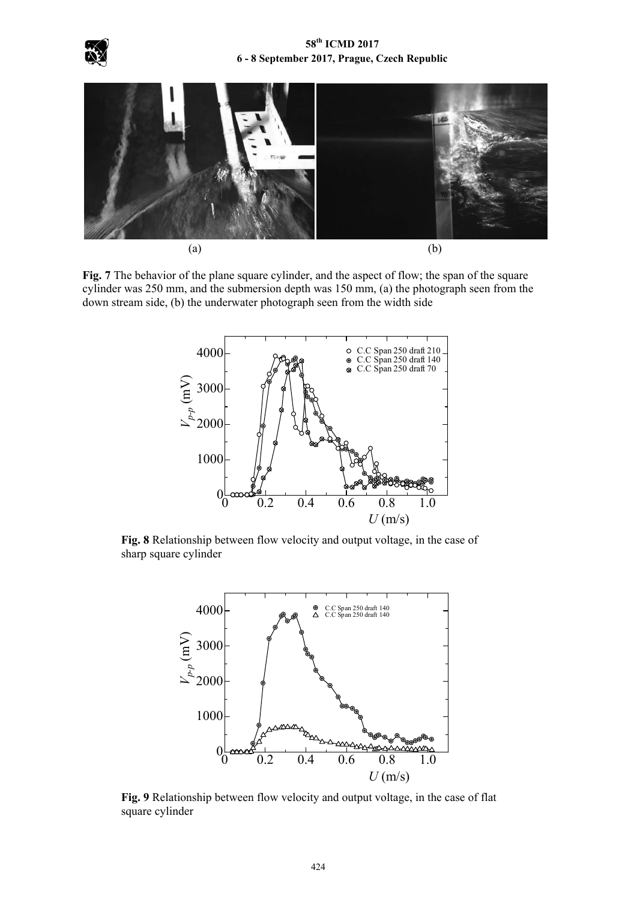(a) (b)

**Fig. 7** The behavior of the plane square cylinder, and the aspect of flow; the span of the square cylinder was 250 mm, and the submersion depth was 150 mm, (a) the photograph seen from the down stream side, (b) the underwater photograph seen from the width side

**Fig. 8** Relationship between flow velocity and output voltage, in the case of sharp square cylinder

**Fig. 9** Relationship between flow velocity and output voltage, in the case of flat square cylinder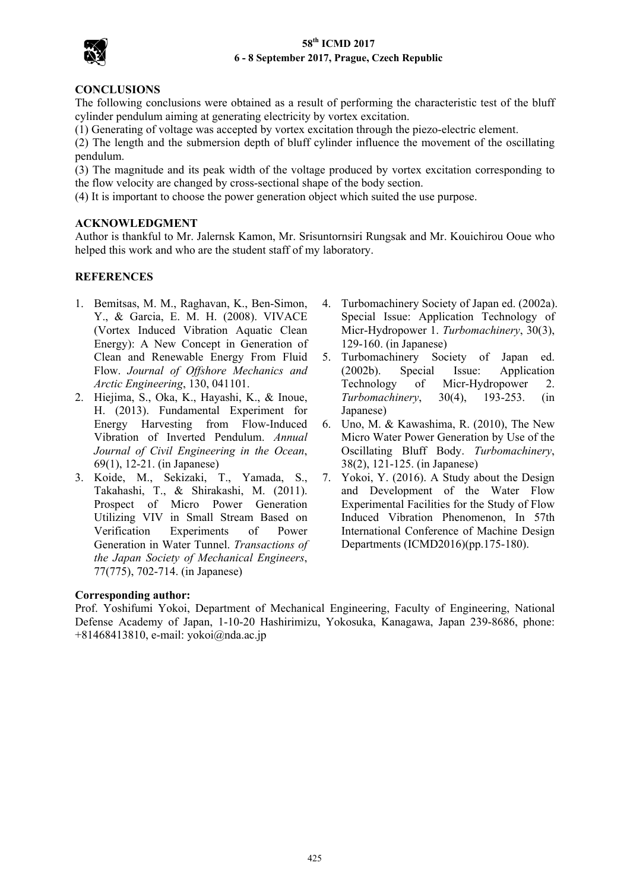## CONCLUSIONS

The following conclusions were obtained as a result of performing the characteristic test of the bluff cylinder pendulum aiming at generating electricity by vortex excitation.

(1) Generating of voltage was accepted by vortex excitation through the piezo-electric element.

(2) The length and the submersion depth of bluff cylinder influence the movement of the oscillating pendulum.

(3) The magnitude and its peak width of the voltage produced by vortex excitation corresponding to the flow velocity are changed by cross-sectional shape of the body section.

(4) It is important to choose the power generation object which suited the use purpose.

## ACKNOWLEDGMENT

Author is thankful to Mr. Jalernsk Kamon, Mr. Srisuntornsiri Rungsak and Mr. Kouichirou Ooue who helped this work and who are the student staff of my laboratory.

## REFERENCES

1. Bemitsas, M. M., Raghavan, K., Ben-Simon, Y., & Garcia, E. M. H. (2008). VIVACE (Vortex Induced Vibration Aquatic Clean Energy): A New Concept in Generation of Clean and Renewable Energy From Fluid Flow. *Journal of Offshore Mechanics and Arctic Engineering*, 130, 041101.
2. Hiejima, S., Oka, K., Hayashi, K., & Inoue, H. (2013). Fundamental Experiment for Energy Harvesting from Flow-Induced Vibration of Inverted Pendulum. *Annual Journal of Civil Engineering in the Ocean*, 69(1), 12-21. (in Japanese)
3. Koide, M., Sekizaki, T., Yamada, S., Takahashi, T., & Shirakashi, M. (2011). Prospect of Micro Power Generation Utilizing VIV in Small Stream Based on Verification Experiments of Power Generation in Water Tunnel. *Transactions of the Japan Society of Mechanical Engineers*, 77(775), 702-714. (in Japanese)
4. Turbomachinery Society of Japan ed. (2002a). Special Issue: Application Technology of Micr-Hydropower 1. *Turbomachinery*, 30(3), 129-160. (in Japanese)
5. Turbomachinery Society of Japan ed. (2002b). Special Issue: Application Technology of Micr-Hydropower 2. *Turbomachinery*, 30(4), 193-253. (in Japanese)
6. Uno, M. & Kawashima, R. (2010), The New Micro Water Power Generation by Use of the Oscillating Bluff Body. *Turbomachinery*, 38(2), 121-125. (in Japanese)
7. Yokoi, Y. (2016). A Study about the Design and Development of the Water Flow Experimental Facilities for the Study of Flow Induced Vibration Phenomenon, In 57th International Conference of Machine Design Departments (ICMD2016)(pp.175-180).

**Corresponding author:**

Prof. Yoshifumi Yokoi, Department of Mechanical Engineering, Faculty of Engineering, National Defense Academy of Japan, 1-10-20 Hashirimizu, Yokosuka, Kanagawa, Japan 239-8686, phone: +81468413810, e-mail: yokoi@nda.ac.jp